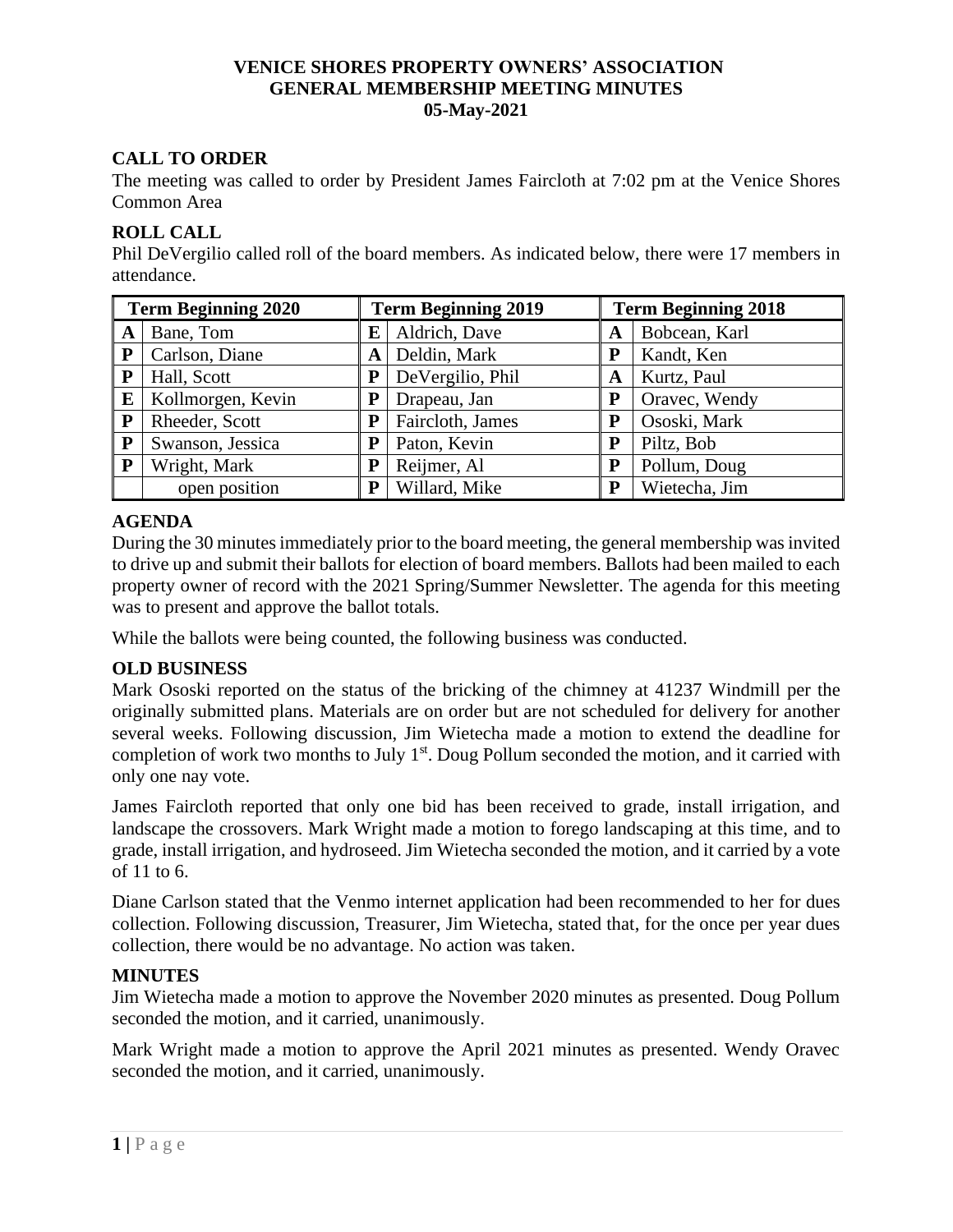**VENICE SHORES PROPERTY OWNERS' ASSOCIATION**
**GENERAL MEMBERSHIP MEETING MINUTES**
**05-May-2021**

## CALL TO ORDER

The meeting was called to order by President James Faircloth at 7:02 pm at the Venice Shores Common Area

## ROLL CALL

Phil DeVergilio called roll of the board members. As indicated below, there were 17 members in attendance.

| Term Beginning 2020 | | Term Beginning 2019 | | Term Beginning 2018 | |
|---|---|---|---|---|---|
| **A** | Bane, Tom | **E** | Aldrich, Dave | **A** | Bobcean, Karl |
| **P** | Carlson, Diane | **A** | Deldin, Mark | **P** | Kandt, Ken |
| **P** | Hall, Scott | **P** | DeVergilio, Phil | **A** | Kurtz, Paul |
| **E** | Kollmorgen, Kevin | **P** | Drapeau, Jan | **P** | Oravec, Wendy |
| **P** | Rheeder, Scott | **P** | Faircloth, James | **P** | Ososki, Mark |
| **P** | Swanson, Jessica | **P** | Paton, Kevin | **P** | Piltz, Bob |
| **P** | Wright, Mark | **P** | Reijmer, Al | **P** | Pollum, Doug |
| | open position | **P** | Willard, Mike | **P** | Wietecha, Jim |

## AGENDA

During the 30 minutes immediately prior to the board meeting, the general membership was invited to drive up and submit their ballots for election of board members. Ballots had been mailed to each property owner of record with the 2021 Spring/Summer Newsletter. The agenda for this meeting was to present and approve the ballot totals.

While the ballots were being counted, the following business was conducted.

## OLD BUSINESS

Mark Ososki reported on the status of the bricking of the chimney at 41237 Windmill per the originally submitted plans. Materials are on order but are not scheduled for delivery for another several weeks. Following discussion, Jim Wietecha made a motion to extend the deadline for completion of work two months to July 1st. Doug Pollum seconded the motion, and it carried with only one nay vote.

James Faircloth reported that only one bid has been received to grade, install irrigation, and landscape the crossovers. Mark Wright made a motion to forego landscaping at this time, and to grade, install irrigation, and hydroseed. Jim Wietecha seconded the motion, and it carried by a vote of 11 to 6.

Diane Carlson stated that the Venmo internet application had been recommended to her for dues collection. Following discussion, Treasurer, Jim Wietecha, stated that, for the once per year dues collection, there would be no advantage. No action was taken.

## MINUTES

Jim Wietecha made a motion to approve the November 2020 minutes as presented. Doug Pollum seconded the motion, and it carried, unanimously.

Mark Wright made a motion to approve the April 2021 minutes as presented. Wendy Oravec seconded the motion, and it carried, unanimously.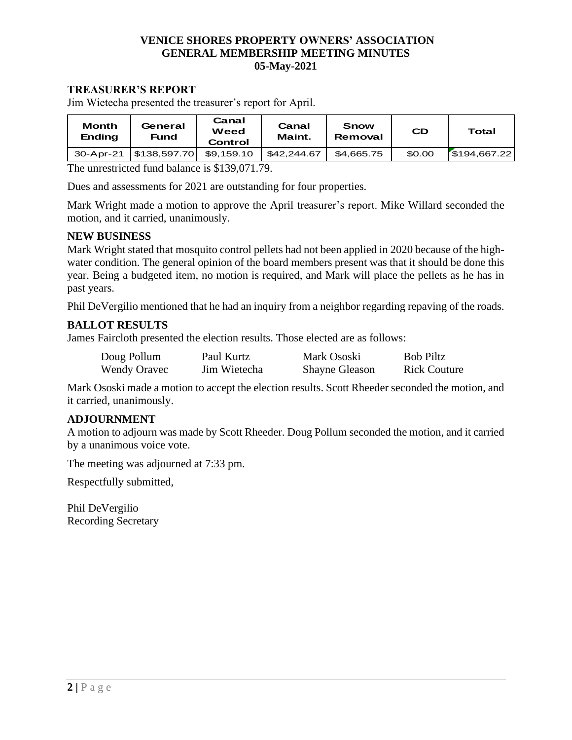**VENICE SHORES PROPERTY OWNERS' ASSOCIATION**
**GENERAL MEMBERSHIP MEETING MINUTES**
**05-May-2021**

## TREASURER'S REPORT

Jim Wietecha presented the treasurer's report for April.

| Month Ending | General Fund | Canal Weed Control | Canal Maint. | Snow Removal | CD | Total |
|---|---|---|---|---|---|---|
| 30-Apr-21 | $138,597.70 | $9,159.10 | $42,244.67 | $4,665.75 | $0.00 | $194,667.22 |

The unrestricted fund balance is $139,071.79.

Dues and assessments for 2021 are outstanding for four properties.

Mark Wright made a motion to approve the April treasurer's report. Mike Willard seconded the motion, and it carried, unanimously.

## NEW BUSINESS

Mark Wright stated that mosquito control pellets had not been applied in 2020 because of the high-water condition. The general opinion of the board members present was that it should be done this year. Being a budgeted item, no motion is required, and Mark will place the pellets as he has in past years.

Phil DeVergilio mentioned that he had an inquiry from a neighbor regarding repaving of the roads.

## BALLOT RESULTS

James Faircloth presented the election results. Those elected are as follows:

| | | | |
|---|---|---|---|
| Doug Pollum | Paul Kurtz | Mark Ososki | Bob Piltz |
| Wendy Oravec | Jim Wietecha | Shayne Gleason | Rick Couture |

Mark Ososki made a motion to accept the election results. Scott Rheeder seconded the motion, and it carried, unanimously.

## ADJOURNMENT

A motion to adjourn was made by Scott Rheeder. Doug Pollum seconded the motion, and it carried by a unanimous voice vote.

The meeting was adjourned at 7:33 pm.

Respectfully submitted,

Phil DeVergilio
Recording Secretary